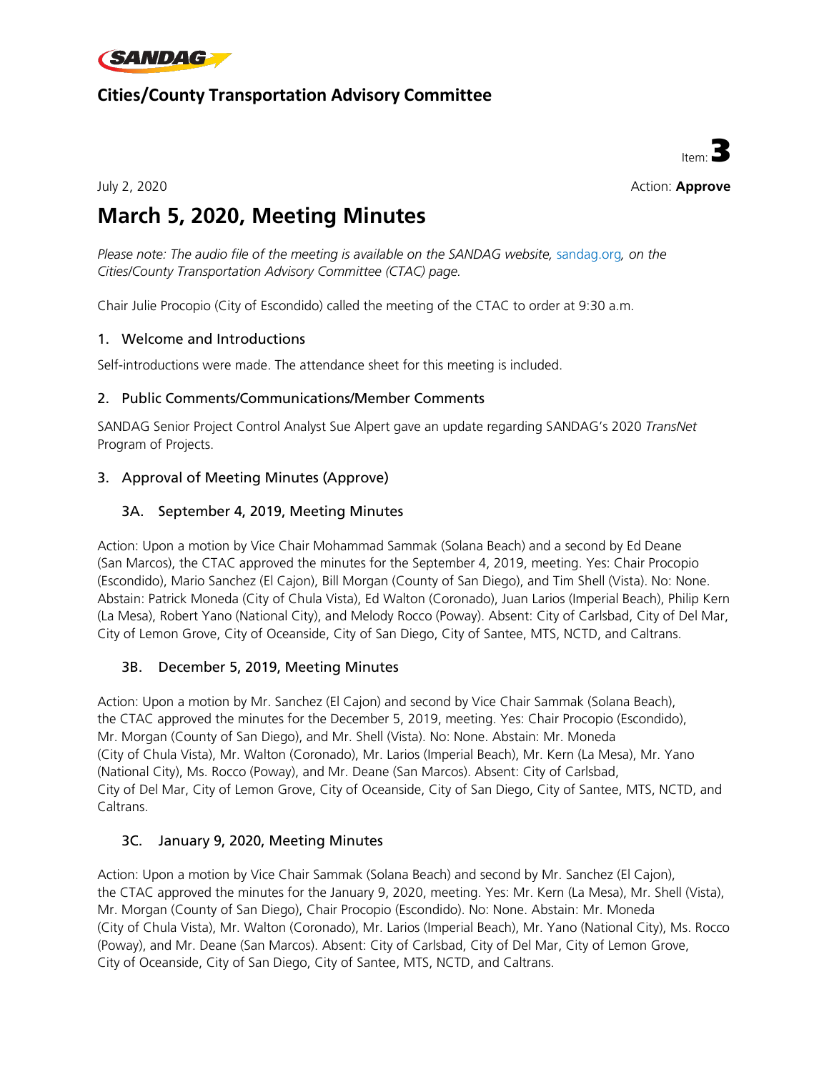SANDAG

## Cities/County Transportation Advisory Committee

Item: **3**

July 2, 2020

Action: **Approve**

# March 5, 2020, Meeting Minutes

*Please note: The audio file of the meeting is available on the SANDAG website, sandag.org, on the Cities/County Transportation Advisory Committee (CTAC) page.*

Chair Julie Procopio (City of Escondido) called the meeting of the CTAC to order at 9:30 a.m.

### 1. Welcome and Introductions

Self-introductions were made. The attendance sheet for this meeting is included.

### 2. Public Comments/Communications/Member Comments

SANDAG Senior Project Control Analyst Sue Alpert gave an update regarding SANDAG's 2020 *TransNet* Program of Projects.

### 3. Approval of Meeting Minutes (Approve)

#### 3A. September 4, 2019, Meeting Minutes

Action: Upon a motion by Vice Chair Mohammad Sammak (Solana Beach) and a second by Ed Deane (San Marcos), the CTAC approved the minutes for the September 4, 2019, meeting. Yes: Chair Procopio (Escondido), Mario Sanchez (El Cajon), Bill Morgan (County of San Diego), and Tim Shell (Vista). No: None. Abstain: Patrick Moneda (City of Chula Vista), Ed Walton (Coronado), Juan Larios (Imperial Beach), Philip Kern (La Mesa), Robert Yano (National City), and Melody Rocco (Poway). Absent: City of Carlsbad, City of Del Mar, City of Lemon Grove, City of Oceanside, City of San Diego, City of Santee, MTS, NCTD, and Caltrans.

#### 3B. December 5, 2019, Meeting Minutes

Action: Upon a motion by Mr. Sanchez (El Cajon) and second by Vice Chair Sammak (Solana Beach), the CTAC approved the minutes for the December 5, 2019, meeting. Yes: Chair Procopio (Escondido), Mr. Morgan (County of San Diego), and Mr. Shell (Vista). No: None. Abstain: Mr. Moneda (City of Chula Vista), Mr. Walton (Coronado), Mr. Larios (Imperial Beach), Mr. Kern (La Mesa), Mr. Yano (National City), Ms. Rocco (Poway), and Mr. Deane (San Marcos). Absent: City of Carlsbad, City of Del Mar, City of Lemon Grove, City of Oceanside, City of San Diego, City of Santee, MTS, NCTD, and Caltrans.

#### 3C. January 9, 2020, Meeting Minutes

Action: Upon a motion by Vice Chair Sammak (Solana Beach) and second by Mr. Sanchez (El Cajon), the CTAC approved the minutes for the January 9, 2020, meeting. Yes: Mr. Kern (La Mesa), Mr. Shell (Vista), Mr. Morgan (County of San Diego), Chair Procopio (Escondido). No: None. Abstain: Mr. Moneda (City of Chula Vista), Mr. Walton (Coronado), Mr. Larios (Imperial Beach), Mr. Yano (National City), Ms. Rocco (Poway), and Mr. Deane (San Marcos). Absent: City of Carlsbad, City of Del Mar, City of Lemon Grove, City of Oceanside, City of San Diego, City of Santee, MTS, NCTD, and Caltrans.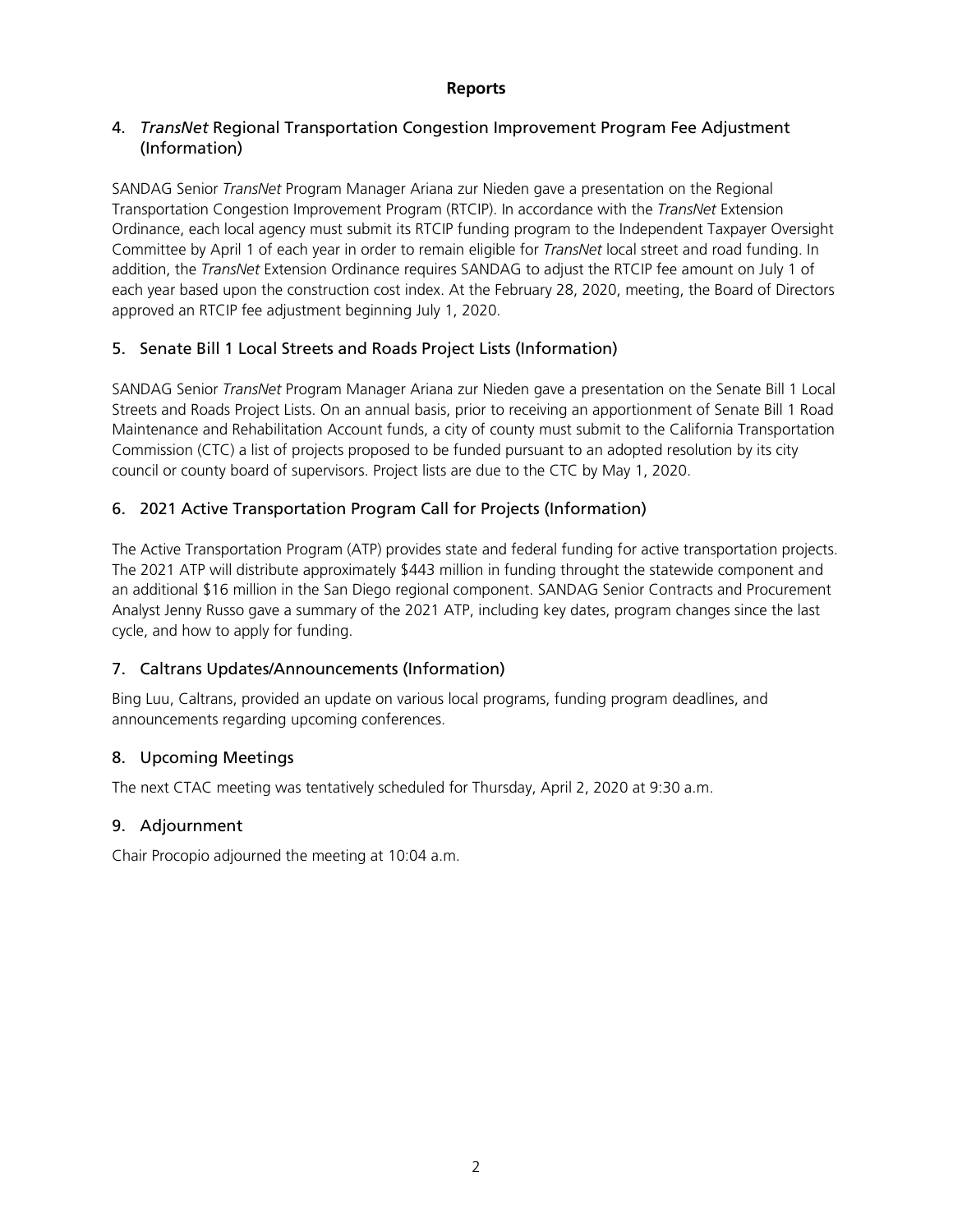**Reports**

## 4. *TransNet* Regional Transportation Congestion Improvement Program Fee Adjustment (Information)

SANDAG Senior *TransNet* Program Manager Ariana zur Nieden gave a presentation on the Regional Transportation Congestion Improvement Program (RTCIP). In accordance with the *TransNet* Extension Ordinance, each local agency must submit its RTCIP funding program to the Independent Taxpayer Oversight Committee by April 1 of each year in order to remain eligible for *TransNet* local street and road funding. In addition, the *TransNet* Extension Ordinance requires SANDAG to adjust the RTCIP fee amount on July 1 of each year based upon the construction cost index. At the February 28, 2020, meeting, the Board of Directors approved an RTCIP fee adjustment beginning July 1, 2020.

## 5. Senate Bill 1 Local Streets and Roads Project Lists (Information)

SANDAG Senior *TransNet* Program Manager Ariana zur Nieden gave a presentation on the Senate Bill 1 Local Streets and Roads Project Lists. On an annual basis, prior to receiving an apportionment of Senate Bill 1 Road Maintenance and Rehabilitation Account funds, a city of county must submit to the California Transportation Commission (CTC) a list of projects proposed to be funded pursuant to an adopted resolution by its city council or county board of supervisors. Project lists are due to the CTC by May 1, 2020.

## 6. 2021 Active Transportation Program Call for Projects (Information)

The Active Transportation Program (ATP) provides state and federal funding for active transportation projects. The 2021 ATP will distribute approximately $443 million in funding throught the statewide component and an additional $16 million in the San Diego regional component. SANDAG Senior Contracts and Procurement Analyst Jenny Russo gave a summary of the 2021 ATP, including key dates, program changes since the last cycle, and how to apply for funding.

## 7. Caltrans Updates/Announcements (Information)

Bing Luu, Caltrans, provided an update on various local programs, funding program deadlines, and announcements regarding upcoming conferences.

## 8. Upcoming Meetings

The next CTAC meeting was tentatively scheduled for Thursday, April 2, 2020 at 9:30 a.m.

## 9. Adjournment

Chair Procopio adjourned the meeting at 10:04 a.m.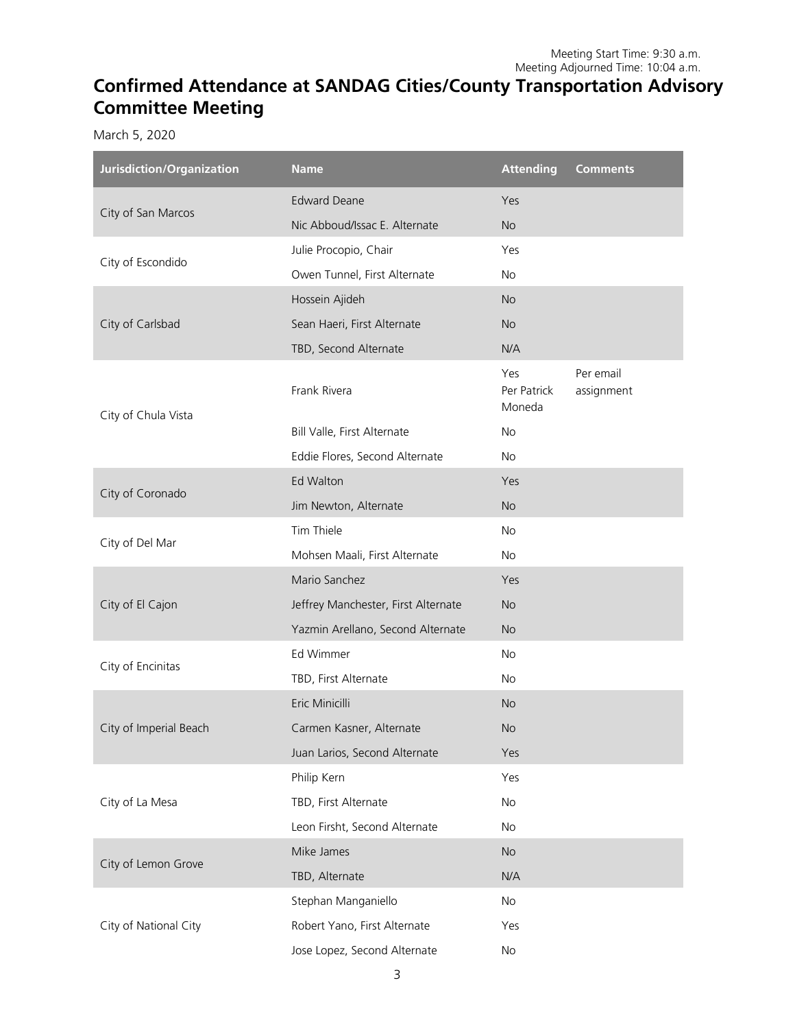Meeting Start Time: 9:30 a.m.
Meeting Adjourned Time: 10:04 a.m.

# Confirmed Attendance at SANDAG Cities/County Transportation Advisory Committee Meeting

March 5, 2020

| Jurisdiction/Organization | Name | Attending | Comments |
|---|---|---|---|
| City of San Marcos | Edward Deane | Yes | |
| | Nic Abboud/Issac E. Alternate | No | |
| City of Escondido | Julie Procopio, Chair | Yes | |
| | Owen Tunnel, First Alternate | No | |
| City of Carlsbad | Hossein Ajideh | No | |
| | Sean Haeri, First Alternate | No | |
| | TBD, Second Alternate | N/A | |
| City of Chula Vista | Frank Rivera | Yes Per Patrick Moneda | Per email assignment |
| | Bill Valle, First Alternate | No | |
| | Eddie Flores, Second Alternate | No | |
| City of Coronado | Ed Walton | Yes | |
| | Jim Newton, Alternate | No | |
| City of Del Mar | Tim Thiele | No | |
| | Mohsen Maali, First Alternate | No | |
| City of El Cajon | Mario Sanchez | Yes | |
| | Jeffrey Manchester, First Alternate | No | |
| | Yazmin Arellano, Second Alternate | No | |
| City of Encinitas | Ed Wimmer | No | |
| | TBD, First Alternate | No | |
| City of Imperial Beach | Eric Minicilli | No | |
| | Carmen Kasner, Alternate | No | |
| | Juan Larios, Second Alternate | Yes | |
| City of La Mesa | Philip Kern | Yes | |
| | TBD, First Alternate | No | |
| | Leon Firsht, Second Alternate | No | |
| City of Lemon Grove | Mike James | No | |
| | TBD, Alternate | N/A | |
| City of National City | Stephan Manganiello | No | |
| | Robert Yano, First Alternate | Yes | |
| | Jose Lopez, Second Alternate | No | |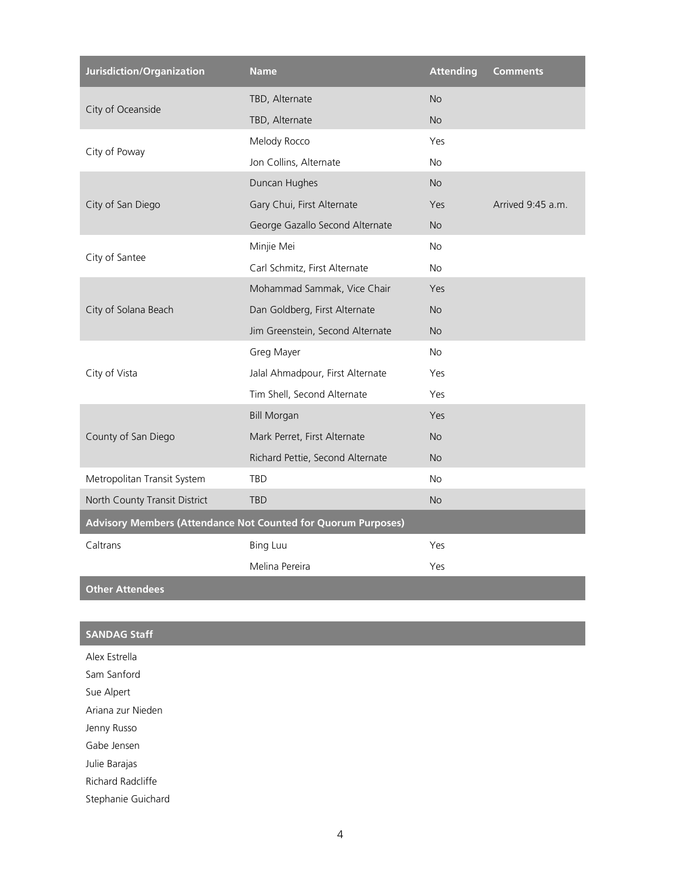| Jurisdiction/Organization | Name | Attending | Comments |
| --- | --- | --- | --- |
| City of Oceanside | TBD, Alternate | No | |
| | TBD, Alternate | No | |
| City of Poway | Melody Rocco | Yes | |
| | Jon Collins, Alternate | No | |
| City of San Diego | Duncan Hughes | No | |
| | Gary Chui, First Alternate | Yes | Arrived 9:45 a.m. |
| | George Gazallo Second Alternate | No | |
| City of Santee | Minjie Mei | No | |
| | Carl Schmitz, First Alternate | No | |
| City of Solana Beach | Mohammad Sammak, Vice Chair | Yes | |
| | Dan Goldberg, First Alternate | No | |
| | Jim Greenstein, Second Alternate | No | |
| City of Vista | Greg Mayer | No | |
| | Jalal Ahmadpour, First Alternate | Yes | |
| | Tim Shell, Second Alternate | Yes | |
| County of San Diego | Bill Morgan | Yes | |
| | Mark Perret, First Alternate | No | |
| | Richard Pettie, Second Alternate | No | |
| Metropolitan Transit System | TBD | No | |
| North County Transit District | TBD | No | |
| **Advisory Members (Attendance Not Counted for Quorum Purposes)** | | | |
| Caltrans | Bing Luu | Yes | |
| | Melina Pereira | Yes | |
| **Other Attendees** | | | |

**SANDAG Staff**

Alex Estrella
Sam Sanford
Sue Alpert
Ariana zur Nieden
Jenny Russo
Gabe Jensen
Julie Barajas
Richard Radcliffe
Stephanie Guichard